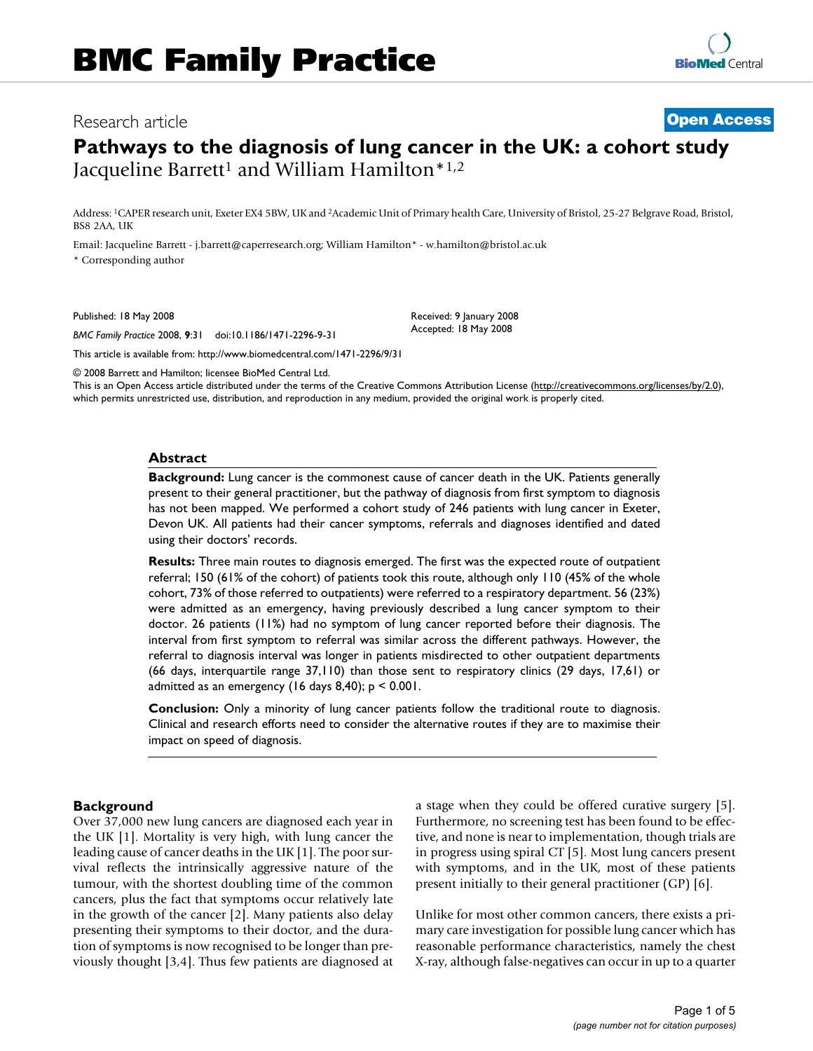# BMC Family Practice

Research article

**Open Access**

# Pathways to the diagnosis of lung cancer in the UK: a cohort study

Jacqueline Barrett[1] and William Hamilton*[1,2]

Address: [1]CAPER research unit, Exeter EX4 5BW, UK and [2]Academic Unit of Primary health Care, University of Bristol, 25-27 Belgrave Road, Bristol, BS8 2AA, UK

Email: Jacqueline Barrett - j.barrett@caperresearch.org; William Hamilton* - w.hamilton@bristol.ac.uk

* Corresponding author

Published: 18 May 2008

*BMC Family Practice* 2008, **9**:31 doi:10.1186/1471-2296-9-31

Received: 9 January 2008
Accepted: 18 May 2008

This article is available from: http://www.biomedcentral.com/1471-2296/9/31

© 2008 Barrett and Hamilton; licensee BioMed Central Ltd.
This is an Open Access article distributed under the terms of the Creative Commons Attribution License (http://creativecommons.org/licenses/by/2.0), which permits unrestricted use, distribution, and reproduction in any medium, provided the original work is properly cited.

## Abstract

**Background:** Lung cancer is the commonest cause of cancer death in the UK. Patients generally present to their general practitioner, but the pathway of diagnosis from first symptom to diagnosis has not been mapped. We performed a cohort study of 246 patients with lung cancer in Exeter, Devon UK. All patients had their cancer symptoms, referrals and diagnoses identified and dated using their doctors' records.

**Results:** Three main routes to diagnosis emerged. The first was the expected route of outpatient referral; 150 (61% of the cohort) of patients took this route, although only 110 (45% of the whole cohort, 73% of those referred to outpatients) were referred to a respiratory department. 56 (23%) were admitted as an emergency, having previously described a lung cancer symptom to their doctor. 26 patients (11%) had no symptom of lung cancer reported before their diagnosis. The interval from first symptom to referral was similar across the different pathways. However, the referral to diagnosis interval was longer in patients misdirected to other outpatient departments (66 days, interquartile range 37,110) than those sent to respiratory clinics (29 days, 17,61) or admitted as an emergency (16 days 8,40); $p < 0.001$.

**Conclusion:** Only a minority of lung cancer patients follow the traditional route to diagnosis. Clinical and research efforts need to consider the alternative routes if they are to maximise their impact on speed of diagnosis.

## Background

Over 37,000 new lung cancers are diagnosed each year in the UK [1]. Mortality is very high, with lung cancer the leading cause of cancer deaths in the UK [1]. The poor survival reflects the intrinsically aggressive nature of the tumour, with the shortest doubling time of the common cancers, plus the fact that symptoms occur relatively late in the growth of the cancer [2]. Many patients also delay presenting their symptoms to their doctor, and the duration of symptoms is now recognised to be longer than previously thought [3,4]. Thus few patients are diagnosed at a stage when they could be offered curative surgery [5]. Furthermore, no screening test has been found to be effective, and none is near to implementation, though trials are in progress using spiral CT [5]. Most lung cancers present with symptoms, and in the UK, most of these patients present initially to their general practitioner (GP) [6].

Unlike for most other common cancers, there exists a primary care investigation for possible lung cancer which has reasonable performance characteristics, namely the chest X-ray, although false-negatives can occur in up to a quarter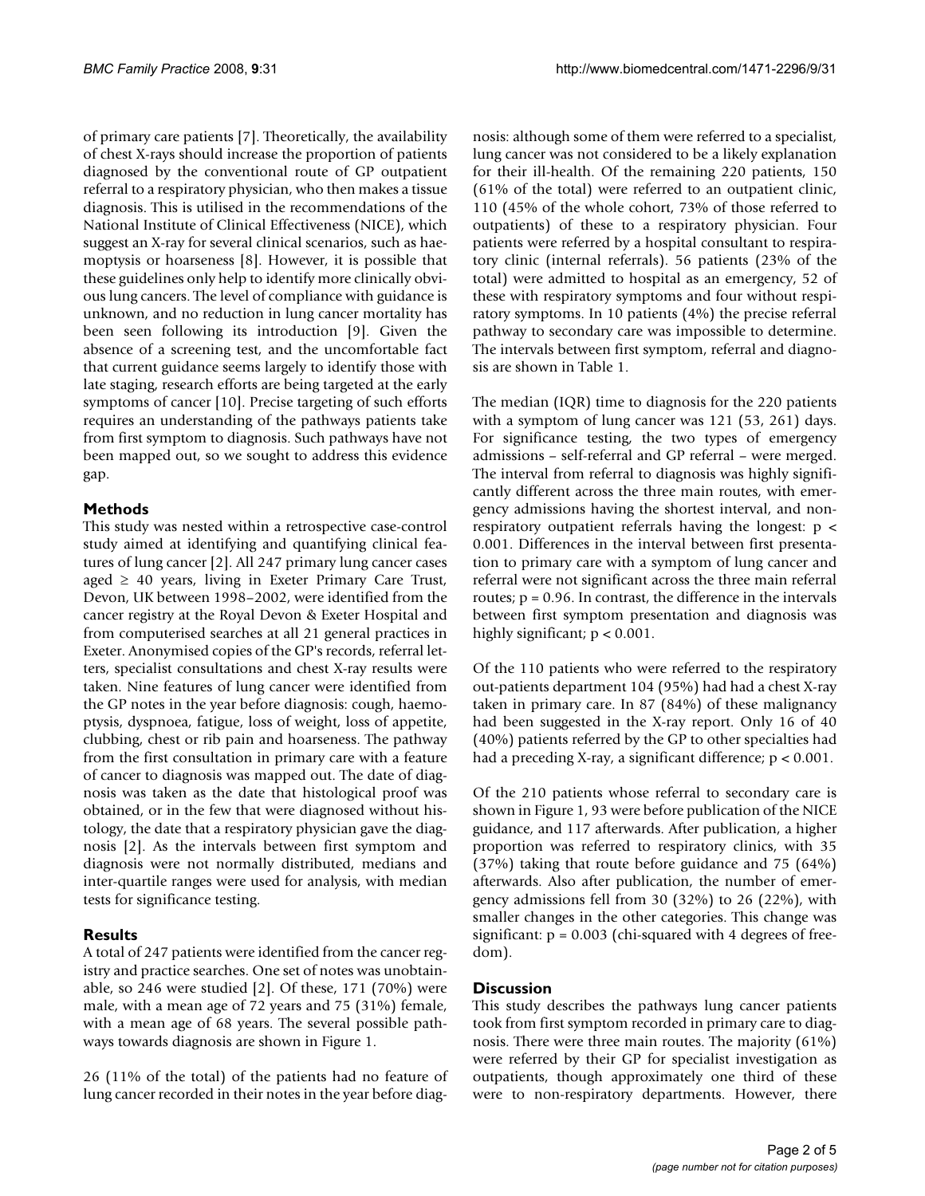of primary care patients [7]. Theoretically, the availability of chest X-rays should increase the proportion of patients diagnosed by the conventional route of GP outpatient referral to a respiratory physician, who then makes a tissue diagnosis. This is utilised in the recommendations of the National Institute of Clinical Effectiveness (NICE), which suggest an X-ray for several clinical scenarios, such as haemoptysis or hoarseness [8]. However, it is possible that these guidelines only help to identify more clinically obvious lung cancers. The level of compliance with guidance is unknown, and no reduction in lung cancer mortality has been seen following its introduction [9]. Given the absence of a screening test, and the uncomfortable fact that current guidance seems largely to identify those with late staging, research efforts are being targeted at the early symptoms of cancer [10]. Precise targeting of such efforts requires an understanding of the pathways patients take from first symptom to diagnosis. Such pathways have not been mapped out, so we sought to address this evidence gap.

## Methods

This study was nested within a retrospective case-control study aimed at identifying and quantifying clinical features of lung cancer [2]. All 247 primary lung cancer cases aged ≥ 40 years, living in Exeter Primary Care Trust, Devon, UK between 1998–2002, were identified from the cancer registry at the Royal Devon & Exeter Hospital and from computerised searches at all 21 general practices in Exeter. Anonymised copies of the GP's records, referral letters, specialist consultations and chest X-ray results were taken. Nine features of lung cancer were identified from the GP notes in the year before diagnosis: cough, haemoptysis, dyspnoea, fatigue, loss of weight, loss of appetite, clubbing, chest or rib pain and hoarseness. The pathway from the first consultation in primary care with a feature of cancer to diagnosis was mapped out. The date of diagnosis was taken as the date that histological proof was obtained, or in the few that were diagnosed without histology, the date that a respiratory physician gave the diagnosis [2]. As the intervals between first symptom and diagnosis were not normally distributed, medians and inter-quartile ranges were used for analysis, with median tests for significance testing.

## Results

A total of 247 patients were identified from the cancer registry and practice searches. One set of notes was unobtainable, so 246 were studied [2]. Of these, 171 (70%) were male, with a mean age of 72 years and 75 (31%) female, with a mean age of 68 years. The several possible pathways towards diagnosis are shown in Figure 1.

26 (11% of the total) of the patients had no feature of lung cancer recorded in their notes in the year before diagnosis: although some of them were referred to a specialist, lung cancer was not considered to be a likely explanation for their ill-health. Of the remaining 220 patients, 150 (61% of the total) were referred to an outpatient clinic, 110 (45% of the whole cohort, 73% of those referred to outpatients) of these to a respiratory physician. Four patients were referred by a hospital consultant to respiratory clinic (internal referrals). 56 patients (23% of the total) were admitted to hospital as an emergency, 52 of these with respiratory symptoms and four without respiratory symptoms. In 10 patients (4%) the precise referral pathway to secondary care was impossible to determine. The intervals between first symptom, referral and diagnosis are shown in Table 1.

The median (IQR) time to diagnosis for the 220 patients with a symptom of lung cancer was 121 (53, 261) days. For significance testing, the two types of emergency admissions – self-referral and GP referral – were merged. The interval from referral to diagnosis was highly significantly different across the three main routes, with emergency admissions having the shortest interval, and non-respiratory outpatient referrals having the longest: $p < 0.001$. Differences in the interval between first presentation to primary care with a symptom of lung cancer and referral were not significant across the three main referral routes; $p = 0.96$. In contrast, the difference in the intervals between first symptom presentation and diagnosis was highly significant; $p < 0.001$.

Of the 110 patients who were referred to the respiratory out-patients department 104 (95%) had had a chest X-ray taken in primary care. In 87 (84%) of these malignancy had been suggested in the X-ray report. Only 16 of 40 (40%) patients referred by the GP to other specialties had had a preceding X-ray, a significant difference; $p < 0.001$.

Of the 210 patients whose referral to secondary care is shown in Figure 1, 93 were before publication of the NICE guidance, and 117 afterwards. After publication, a higher proportion was referred to respiratory clinics, with 35 (37%) taking that route before guidance and 75 (64%) afterwards. Also after publication, the number of emergency admissions fell from 30 (32%) to 26 (22%), with smaller changes in the other categories. This change was significant: $p = 0.003$ (chi-squared with 4 degrees of freedom).

## Discussion

This study describes the pathways lung cancer patients took from first symptom recorded in primary care to diagnosis. There were three main routes. The majority (61%) were referred by their GP for specialist investigation as outpatients, though approximately one third of these were to non-respiratory departments. However, there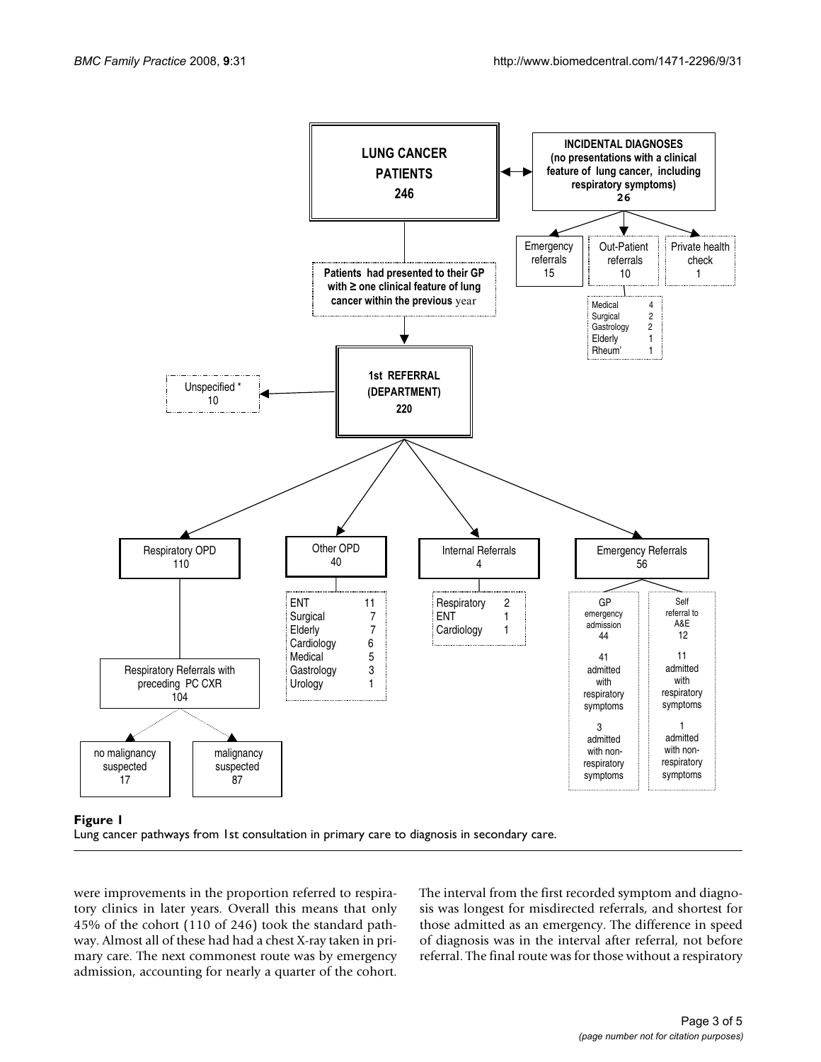**Figure 1**
Lung cancer pathways from 1st consultation in primary care to diagnosis in secondary care.

were improvements in the proportion referred to respiratory clinics in later years. Overall this means that only 45% of the cohort (110 of 246) took the standard pathway. Almost all of these had had a chest X-ray taken in primary care. The next commonest route was by emergency admission, accounting for nearly a quarter of the cohort. The interval from the first recorded symptom and diagnosis was longest for misdirected referrals, and shortest for those admitted as an emergency. The difference in speed of diagnosis was in the interval after referral, not before referral. The final route was for those without a respiratory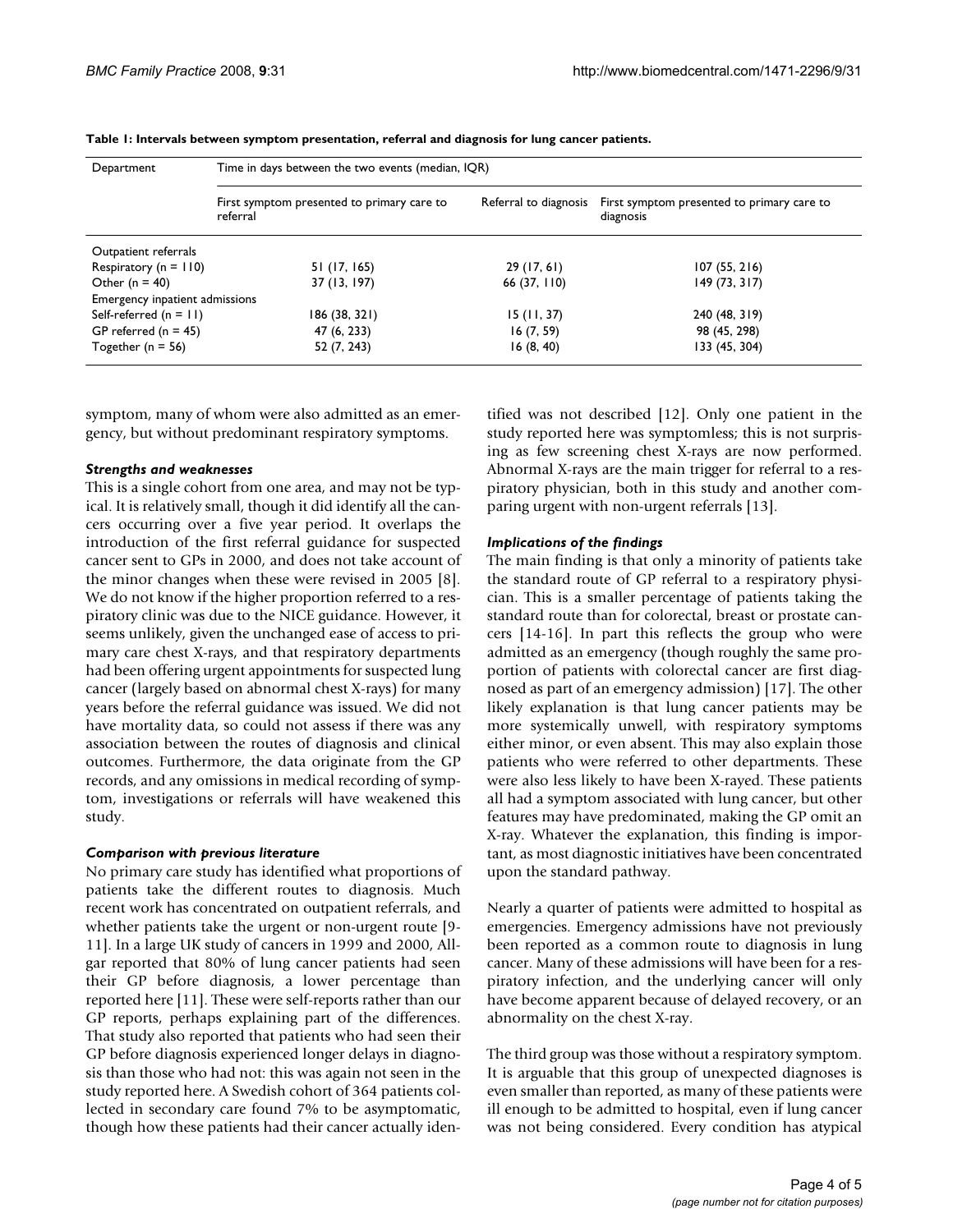**Table 1: Intervals between symptom presentation, referral and diagnosis for lung cancer patients.**

| Department | Time in days between the two events (median, IQR) | | |
|---|---|---|---|
| | First symptom presented to primary care to referral | Referral to diagnosis | First symptom presented to primary care to diagnosis |
| Outpatient referrals | | | |
| Respiratory (n = 110) | 51 (17, 165) | 29 (17, 61) | 107 (55, 216) |
| Other (n = 40) | 37 (13, 197) | 66 (37, 110) | 149 (73, 317) |
| Emergency inpatient admissions | | | |
| Self-referred (n = 11) | 186 (38, 321) | 15 (11, 37) | 240 (48, 319) |
| GP referred (n = 45) | 47 (6, 233) | 16 (7, 59) | 98 (45, 298) |
| Together (n = 56) | 52 (7, 243) | 16 (8, 40) | 133 (45, 304) |

symptom, many of whom were also admitted as an emergency, but without predominant respiratory symptoms.

### *Strengths and weaknesses*

This is a single cohort from one area, and may not be typical. It is relatively small, though it did identify all the cancers occurring over a five year period. It overlaps the introduction of the first referral guidance for suspected cancer sent to GPs in 2000, and does not take account of the minor changes when these were revised in 2005 [8]. We do not know if the higher proportion referred to a respiratory clinic was due to the NICE guidance. However, it seems unlikely, given the unchanged ease of access to primary care chest X-rays, and that respiratory departments had been offering urgent appointments for suspected lung cancer (largely based on abnormal chest X-rays) for many years before the referral guidance was issued. We did not have mortality data, so could not assess if there was any association between the routes of diagnosis and clinical outcomes. Furthermore, the data originate from the GP records, and any omissions in medical recording of symptom, investigations or referrals will have weakened this study.

### *Comparison with previous literature*

No primary care study has identified what proportions of patients take the different routes to diagnosis. Much recent work has concentrated on outpatient referrals, and whether patients take the urgent or non-urgent route [9-11]. In a large UK study of cancers in 1999 and 2000, Allgar reported that 80% of lung cancer patients had seen their GP before diagnosis, a lower percentage than reported here [11]. These were self-reports rather than our GP reports, perhaps explaining part of the differences. That study also reported that patients who had seen their GP before diagnosis experienced longer delays in diagnosis than those who had not: this was again not seen in the study reported here. A Swedish cohort of 364 patients collected in secondary care found 7% to be asymptomatic, though how these patients had their cancer actually identified was not described [12]. Only one patient in the study reported here was symptomless; this is not surprising as few screening chest X-rays are now performed. Abnormal X-rays are the main trigger for referral to a respiratory physician, both in this study and another comparing urgent with non-urgent referrals [13].

### *Implications of the findings*

The main finding is that only a minority of patients take the standard route of GP referral to a respiratory physician. This is a smaller percentage of patients taking the standard route than for colorectal, breast or prostate cancers [14-16]. In part this reflects the group who were admitted as an emergency (though roughly the same proportion of patients with colorectal cancer are first diagnosed as part of an emergency admission) [17]. The other likely explanation is that lung cancer patients may be more systemically unwell, with respiratory symptoms either minor, or even absent. This may also explain those patients who were referred to other departments. These were also less likely to have been X-rayed. These patients all had a symptom associated with lung cancer, but other features may have predominated, making the GP omit an X-ray. Whatever the explanation, this finding is important, as most diagnostic initiatives have been concentrated upon the standard pathway.

Nearly a quarter of patients were admitted to hospital as emergencies. Emergency admissions have not previously been reported as a common route to diagnosis in lung cancer. Many of these admissions will have been for a respiratory infection, and the underlying cancer will only have become apparent because of delayed recovery, or an abnormality on the chest X-ray.

The third group was those without a respiratory symptom. It is arguable that this group of unexpected diagnoses is even smaller than reported, as many of these patients were ill enough to be admitted to hospital, even if lung cancer was not being considered. Every condition has atypical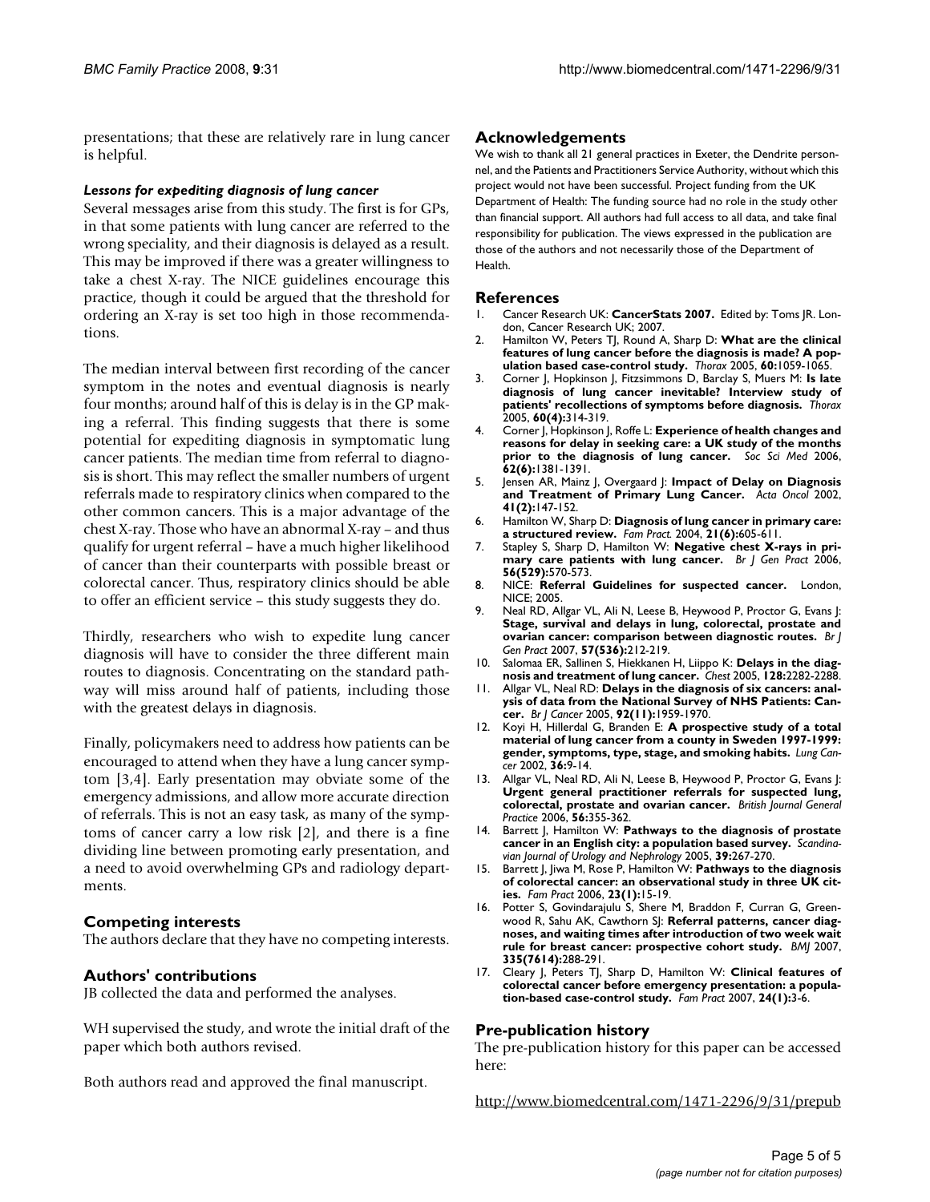presentations; that these are relatively rare in lung cancer is helpful.

#### *Lessons for expediting diagnosis of lung cancer*

Several messages arise from this study. The first is for GPs, in that some patients with lung cancer are referred to the wrong speciality, and their diagnosis is delayed as a result. This may be improved if there was a greater willingness to take a chest X-ray. The NICE guidelines encourage this practice, though it could be argued that the threshold for ordering an X-ray is set too high in those recommendations.

The median interval between first recording of the cancer symptom in the notes and eventual diagnosis is nearly four months; around half of this is delay is in the GP making a referral. This finding suggests that there is some potential for expediting diagnosis in symptomatic lung cancer patients. The median time from referral to diagnosis is short. This may reflect the smaller numbers of urgent referrals made to respiratory clinics when compared to the other common cancers. This is a major advantage of the chest X-ray. Those who have an abnormal X-ray – and thus qualify for urgent referral – have a much higher likelihood of cancer than their counterparts with possible breast or colorectal cancer. Thus, respiratory clinics should be able to offer an efficient service – this study suggests they do.

Thirdly, researchers who wish to expedite lung cancer diagnosis will have to consider the three different main routes to diagnosis. Concentrating on the standard pathway will miss around half of patients, including those with the greatest delays in diagnosis.

Finally, policymakers need to address how patients can be encouraged to attend when they have a lung cancer symptom [3,4]. Early presentation may obviate some of the emergency admissions, and allow more accurate direction of referrals. This is not an easy task, as many of the symptoms of cancer carry a low risk [2], and there is a fine dividing line between promoting early presentation, and a need to avoid overwhelming GPs and radiology departments.

## Competing interests

The authors declare that they have no competing interests.

## Authors' contributions

JB collected the data and performed the analyses.

WH supervised the study, and wrote the initial draft of the paper which both authors revised.

Both authors read and approved the final manuscript.

## Acknowledgements

We wish to thank all 21 general practices in Exeter, the Dendrite personnel, and the Patients and Practitioners Service Authority, without which this project would not have been successful. Project funding from the UK Department of Health: The funding source had no role in the study other than financial support. All authors had full access to all data, and take final responsibility for publication. The views expressed in the publication are those of the authors and not necessarily those of the Department of Health.

## References

1. Cancer Research UK: **CancerStats 2007.** Edited by: Toms JR. London, Cancer Research UK; 2007.
2. Hamilton W, Peters TJ, Round A, Sharp D: **What are the clinical features of lung cancer before the diagnosis is made? A population based case-control study.** *Thorax* 2005, **60:**1059-1065.
3. Corner J, Hopkinson J, Fitzsimmons D, Barclay S, Muers M: **Is late diagnosis of lung cancer inevitable? Interview study of patients' recollections of symptoms before diagnosis.** *Thorax* 2005, **60(4):**314-319.
4. Corner J, Hopkinson J, Roffe L: **Experience of health changes and reasons for delay in seeking care: a UK study of the months prior to the diagnosis of lung cancer.** *Soc Sci Med* 2006, **62(6):**1381-1391.
5. Jensen AR, Mainz J, Overgaard J: **Impact of Delay on Diagnosis and Treatment of Primary Lung Cancer.** *Acta Oncol* 2002, **41(2):**147-152.
6. Hamilton W, Sharp D: **Diagnosis of lung cancer in primary care: a structured review.** *Fam Pract.* 2004, **21(6):**605-611.
7. Stapley S, Sharp D, Hamilton W: **Negative chest X-rays in primary care patients with lung cancer.** *Br J Gen Pract* 2006, **56(529):**570-573.
8. NICE: **Referral Guidelines for suspected cancer.** London, NICE; 2005.
9. Neal RD, Allgar VL, Ali N, Leese B, Heywood P, Proctor G, Evans J: **Stage, survival and delays in lung, colorectal, prostate and ovarian cancer: comparison between diagnostic routes.** *Br J Gen Pract* 2007, **57(536):**212-219.
10. Salomaa ER, Sallinen S, Hiekkanen H, Liippo K: **Delays in the diagnosis and treatment of lung cancer.** *Chest* 2005, **128:**2282-2288.
11. Allgar VL, Neal RD: **Delays in the diagnosis of six cancers: analysis of data from the National Survey of NHS Patients: Cancer.** *Br J Cancer* 2005, **92(11):**1959-1970.
12. Koyi H, Hillerdal G, Branden E: **A prospective study of a total material of lung cancer from a county in Sweden 1997-1999: gender, symptoms, type, stage, and smoking habits.** *Lung Cancer* 2002, **36:**9-14.
13. Allgar VL, Neal RD, Ali N, Leese B, Heywood P, Proctor G, Evans J: **Urgent general practitioner referrals for suspected lung, colorectal, prostate and ovarian cancer.** *British Journal General Practice* 2006, **56:**355-362.
14. Barrett J, Hamilton W: **Pathways to the diagnosis of prostate cancer in an English city: a population based survey.** *Scandinavian Journal of Urology and Nephrology* 2005, **39:**267-270.
15. Barrett J, Jiwa M, Rose P, Hamilton W: **Pathways to the diagnosis of colorectal cancer: an observational study in three UK cities.** *Fam Pract* 2006, **23(1):**15-19.
16. Potter S, Govindarajulu S, Shere M, Braddon F, Curran G, Greenwood R, Sahu AK, Cawthorn SJ: **Referral patterns, cancer diagnoses, and waiting times after introduction of two week wait rule for breast cancer: prospective cohort study.** *BMJ* 2007, **335(7614):**288-291.
17. Cleary J, Peters TJ, Sharp D, Hamilton W: **Clinical features of colorectal cancer before emergency presentation: a population-based case-control study.** *Fam Pract* 2007, **24(1):**3-6.

## Pre-publication history

The pre-publication history for this paper can be accessed here:

http://www.biomedcentral.com/1471-2296/9/31/prepub